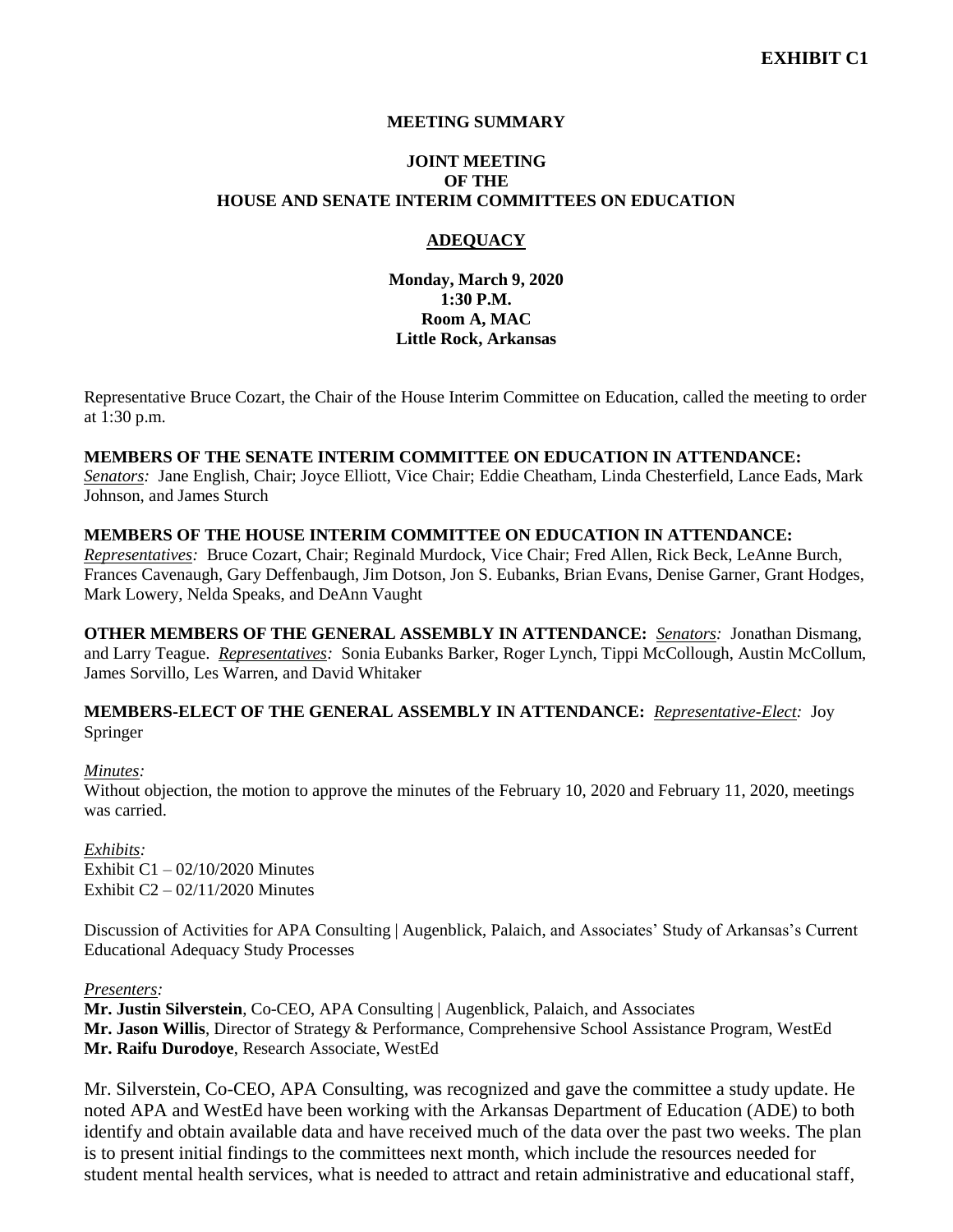**EXHIBIT C1**

**MEETING SUMMARY**

**JOINT MEETING**
**OF THE**
**HOUSE AND SENATE INTERIM COMMITTEES ON EDUCATION**

**ADEQUACY**

**Monday, March 9, 2020**
**1:30 P.M.**
**Room A, MAC**
**Little Rock, Arkansas**

Representative Bruce Cozart, the Chair of the House Interim Committee on Education, called the meeting to order at 1:30 p.m.

**MEMBERS OF THE SENATE INTERIM COMMITTEE ON EDUCATION IN ATTENDANCE:**
*Senators:* Jane English, Chair; Joyce Elliott, Vice Chair; Eddie Cheatham, Linda Chesterfield, Lance Eads, Mark Johnson, and James Sturch

**MEMBERS OF THE HOUSE INTERIM COMMITTEE ON EDUCATION IN ATTENDANCE:**
*Representatives:* Bruce Cozart, Chair; Reginald Murdock, Vice Chair; Fred Allen, Rick Beck, LeAnne Burch, Frances Cavenaugh, Gary Deffenbaugh, Jim Dotson, Jon S. Eubanks, Brian Evans, Denise Garner, Grant Hodges, Mark Lowery, Nelda Speaks, and DeAnn Vaught

**OTHER MEMBERS OF THE GENERAL ASSEMBLY IN ATTENDANCE:** *Senators:* Jonathan Dismang, and Larry Teague. *Representatives:* Sonia Eubanks Barker, Roger Lynch, Tippi McCollough, Austin McCollum, James Sorvillo, Les Warren, and David Whitaker

**MEMBERS-ELECT OF THE GENERAL ASSEMBLY IN ATTENDANCE:** *Representative-Elect:* Joy Springer

*Minutes:*
Without objection, the motion to approve the minutes of the February 10, 2020 and February 11, 2020, meetings was carried.

*Exhibits:*
Exhibit C1 – 02/10/2020 Minutes
Exhibit C2 – 02/11/2020 Minutes

Discussion of Activities for APA Consulting | Augenblick, Palaich, and Associates' Study of Arkansas's Current Educational Adequacy Study Processes

*Presenters:*
**Mr. Justin Silverstein**, Co-CEO, APA Consulting | Augenblick, Palaich, and Associates
**Mr. Jason Willis**, Director of Strategy & Performance, Comprehensive School Assistance Program, WestEd
**Mr. Raifu Durodoye**, Research Associate, WestEd

Mr. Silverstein, Co-CEO, APA Consulting, was recognized and gave the committee a study update. He noted APA and WestEd have been working with the Arkansas Department of Education (ADE) to both identify and obtain available data and have received much of the data over the past two weeks. The plan is to present initial findings to the committees next month, which include the resources needed for student mental health services, what is needed to attract and retain administrative and educational staff,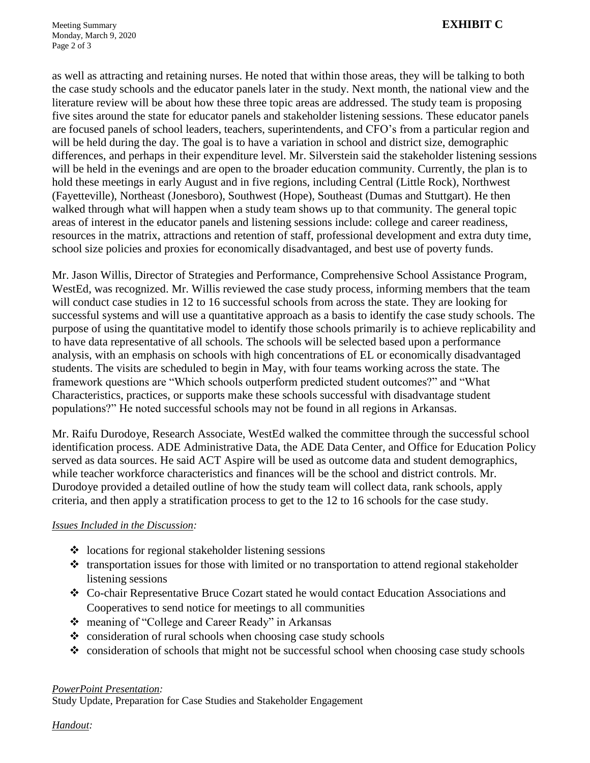**EXHIBIT C**

as well as attracting and retaining nurses. He noted that within those areas, they will be talking to both the case study schools and the educator panels later in the study. Next month, the national view and the literature review will be about how these three topic areas are addressed. The study team is proposing five sites around the state for educator panels and stakeholder listening sessions. These educator panels are focused panels of school leaders, teachers, superintendents, and CFO's from a particular region and will be held during the day. The goal is to have a variation in school and district size, demographic differences, and perhaps in their expenditure level. Mr. Silverstein said the stakeholder listening sessions will be held in the evenings and are open to the broader education community. Currently, the plan is to hold these meetings in early August and in five regions, including Central (Little Rock), Northwest (Fayetteville), Northeast (Jonesboro), Southwest (Hope), Southeast (Dumas and Stuttgart). He then walked through what will happen when a study team shows up to that community. The general topic areas of interest in the educator panels and listening sessions include: college and career readiness, resources in the matrix, attractions and retention of staff, professional development and extra duty time, school size policies and proxies for economically disadvantaged, and best use of poverty funds.

Mr. Jason Willis, Director of Strategies and Performance, Comprehensive School Assistance Program, WestEd, was recognized. Mr. Willis reviewed the case study process, informing members that the team will conduct case studies in 12 to 16 successful schools from across the state. They are looking for successful systems and will use a quantitative approach as a basis to identify the case study schools. The purpose of using the quantitative model to identify those schools primarily is to achieve replicability and to have data representative of all schools. The schools will be selected based upon a performance analysis, with an emphasis on schools with high concentrations of EL or economically disadvantaged students. The visits are scheduled to begin in May, with four teams working across the state. The framework questions are "Which schools outperform predicted student outcomes?" and "What Characteristics, practices, or supports make these schools successful with disadvantage student populations?" He noted successful schools may not be found in all regions in Arkansas.

Mr. Raifu Durodoye, Research Associate, WestEd walked the committee through the successful school identification process. ADE Administrative Data, the ADE Data Center, and Office for Education Policy served as data sources. He said ACT Aspire will be used as outcome data and student demographics, while teacher workforce characteristics and finances will be the school and district controls. Mr. Durodoye provided a detailed outline of how the study team will collect data, rank schools, apply criteria, and then apply a stratification process to get to the 12 to 16 schools for the case study.

*Issues Included in the Discussion:*

- locations for regional stakeholder listening sessions
- transportation issues for those with limited or no transportation to attend regional stakeholder listening sessions
- Co-chair Representative Bruce Cozart stated he would contact Education Associations and Cooperatives to send notice for meetings to all communities
- meaning of "College and Career Ready" in Arkansas
- consideration of rural schools when choosing case study schools
- consideration of schools that might not be successful school when choosing case study schools

*PowerPoint Presentation:*
Study Update, Preparation for Case Studies and Stakeholder Engagement

*Handout:*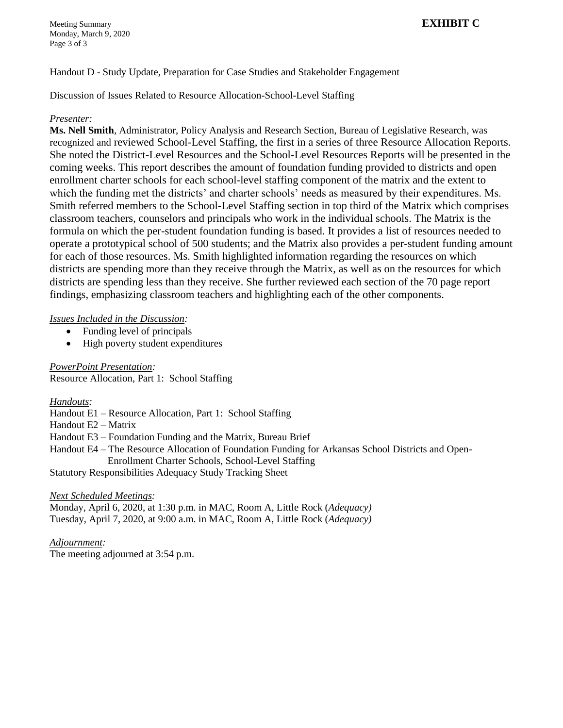**EXHIBIT C**

Handout D - Study Update, Preparation for Case Studies and Stakeholder Engagement

Discussion of Issues Related to Resource Allocation-School-Level Staffing

*Presenter:*
**Ms. Nell Smith**, Administrator, Policy Analysis and Research Section, Bureau of Legislative Research, was recognized and reviewed School-Level Staffing, the first in a series of three Resource Allocation Reports. She noted the District-Level Resources and the School-Level Resources Reports will be presented in the coming weeks. This report describes the amount of foundation funding provided to districts and open enrollment charter schools for each school-level staffing component of the matrix and the extent to which the funding met the districts' and charter schools' needs as measured by their expenditures. Ms. Smith referred members to the School-Level Staffing section in top third of the Matrix which comprises classroom teachers, counselors and principals who work in the individual schools. The Matrix is the formula on which the per-student foundation funding is based. It provides a list of resources needed to operate a prototypical school of 500 students; and the Matrix also provides a per-student funding amount for each of those resources. Ms. Smith highlighted information regarding the resources on which districts are spending more than they receive through the Matrix, as well as on the resources for which districts are spending less than they receive. She further reviewed each section of the 70 page report findings, emphasizing classroom teachers and highlighting each of the other components.

*Issues Included in the Discussion:*

- Funding level of principals
- High poverty student expenditures

*PowerPoint Presentation:*
Resource Allocation, Part 1: School Staffing

*Handouts:*
Handout E1 – Resource Allocation, Part 1: School Staffing
Handout E2 – Matrix
Handout E3 – Foundation Funding and the Matrix, Bureau Brief
Handout E4 – The Resource Allocation of Foundation Funding for Arkansas School Districts and Open-Enrollment Charter Schools, School-Level Staffing
Statutory Responsibilities Adequacy Study Tracking Sheet

*Next Scheduled Meetings:*
Monday, April 6, 2020, at 1:30 p.m. in MAC, Room A, Little Rock (*Adequacy)*
Tuesday, April 7, 2020, at 9:00 a.m. in MAC, Room A, Little Rock (*Adequacy)*

*Adjournment:*
The meeting adjourned at 3:54 p.m.